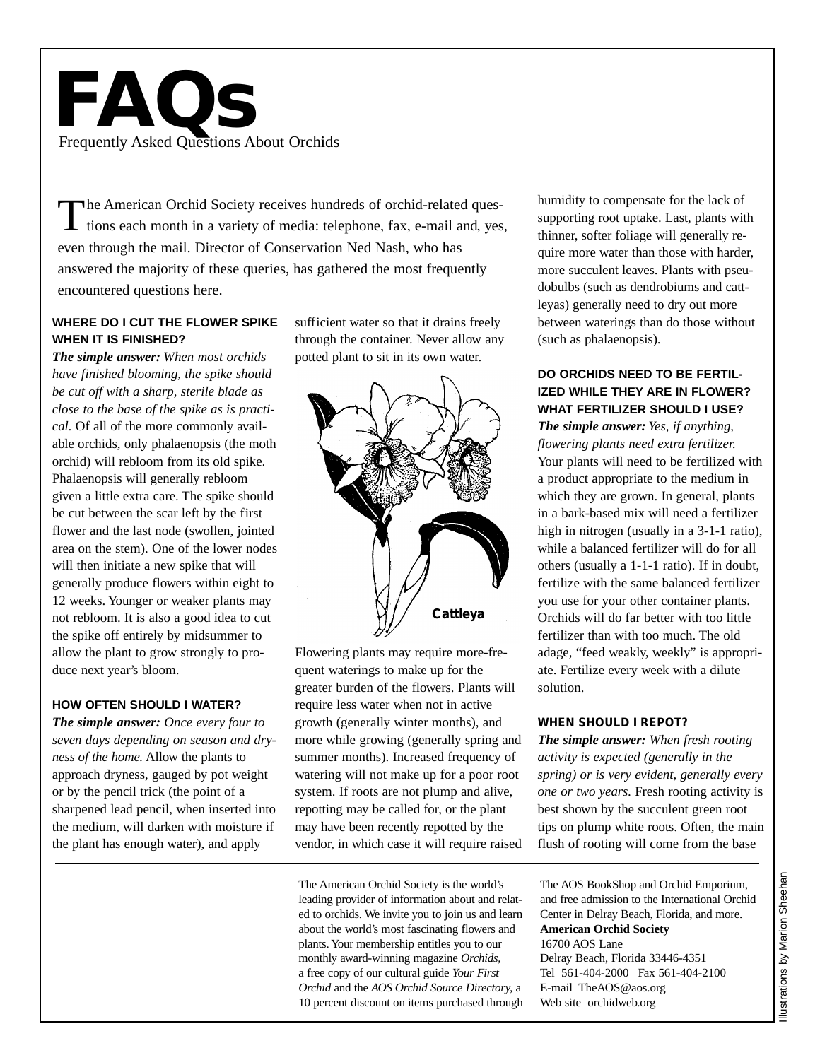# FAQs

Frequently Asked Questions About Orchids

The American Orchid Society receives hundreds of orchid-related questions each month in a variety of media: telephone, fax, e-mail and, yes, even through the mail. Director of Conservation Ned Nash, who has answered the majority of these queries, has gathered the most frequently encountered questions here.

### WHERE DO I CUT THE FLOWER SPIKE WHEN IT IS FINISHED?

***The simple answer:*** *When most orchids have finished blooming, the spike should be cut off with a sharp, sterile blade as close to the base of the spike as is practical.* Of all of the more commonly available orchids, only phalaenopsis (the moth orchid) will rebloom from its old spike. Phalaenopsis will generally rebloom given a little extra care. The spike should be cut between the scar left by the first flower and the last node (swollen, jointed area on the stem). One of the lower nodes will then initiate a new spike that will generally produce flowers within eight to 12 weeks. Younger or weaker plants may not rebloom. It is also a good idea to cut the spike off entirely by midsummer to allow the plant to grow strongly to produce next year's bloom.

### HOW OFTEN SHOULD I WATER?

***The simple answer:*** *Once every four to seven days depending on season and dryness of the home.* Allow the plants to approach dryness, gauged by pot weight or by the pencil trick (the point of a sharpened lead pencil, when inserted into the medium, will darken with moisture if the plant has enough water), and apply sufficient water so that it drains freely through the container. Never allow any potted plant to sit in its own water.

Cattleya

Flowering plants may require more-frequent waterings to make up for the greater burden of the flowers. Plants will require less water when not in active growth (generally winter months), and more while growing (generally spring and summer months). Increased frequency of watering will not make up for a poor root system. If roots are not plump and alive, repotting may be called for, or the plant may have been recently repotted by the vendor, in which case it will require raised humidity to compensate for the lack of supporting root uptake. Last, plants with thinner, softer foliage will generally require more water than those with harder, more succulent leaves. Plants with pseudobulbs (such as dendrobiums and cattleyas) generally need to dry out more between waterings than do those without (such as phalaenopsis).

### DO ORCHIDS NEED TO BE FERTILIZED WHILE THEY ARE IN FLOWER? WHAT FERTILIZER SHOULD I USE?

***The simple answer:*** *Yes, if anything, flowering plants need extra fertilizer.* Your plants will need to be fertilized with a product appropriate to the medium in which they are grown. In general, plants in a bark-based mix will need a fertilizer high in nitrogen (usually in a 3-1-1 ratio), while a balanced fertilizer will do for all others (usually a 1-1-1 ratio). If in doubt, fertilize with the same balanced fertilizer you use for your other container plants. Orchids will do far better with too little fertilizer than with too much. The old adage, "feed weakly, weekly" is appropriate. Fertilize every week with a dilute solution.

### WHEN SHOULD I REPOT?

***The simple answer:*** *When fresh rooting activity is expected (generally in the spring) or is very evident, generally every one or two years.* Fresh rooting activity is best shown by the succulent green root tips on plump white roots. Often, the main flush of rooting will come from the base

---

The American Orchid Society is the world's leading provider of information about and related to orchids. We invite you to join us and learn about the world's most fascinating flowers and plants. Your membership entitles you to our monthly award-winning magazine *Orchids*, a free copy of our cultural guide *Your First Orchid* and the *AOS Orchid Source Directory,* a 10 percent discount on items purchased through The AOS BookShop and Orchid Emporium, and free admission to the International Orchid Center in Delray Beach, Florida, and more.

**American Orchid Society**
16700 AOS Lane
Delray Beach, Florida 33446-4351
Tel 561-404-2000 Fax 561-404-2100
E-mail TheAOS@aos.org
Web site orchidweb.org

Illustrations by Marion Sheehan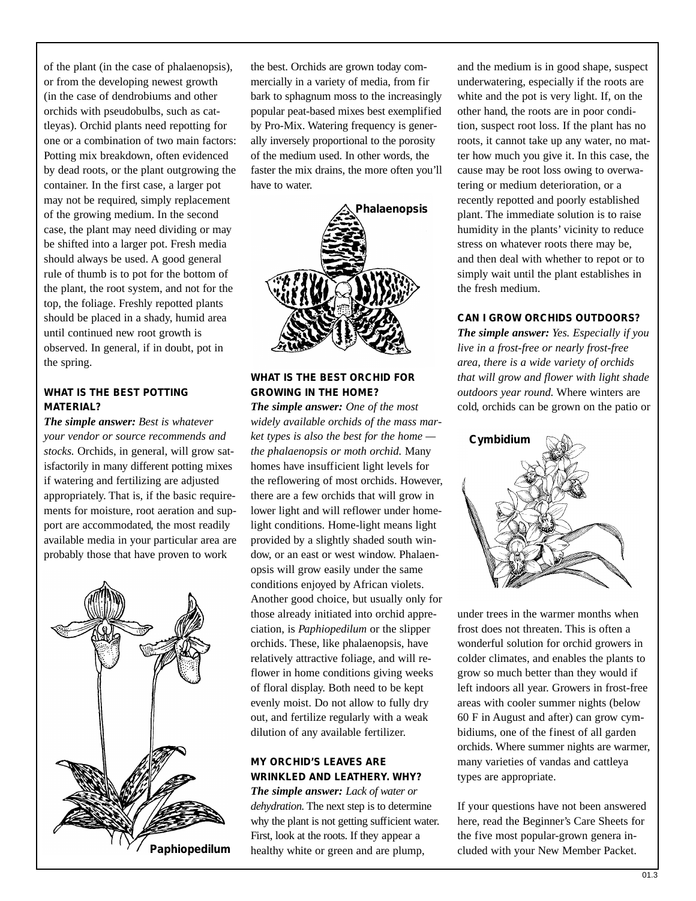of the plant (in the case of phalaenopsis), or from the developing newest growth (in the case of dendrobiums and other orchids with pseudobulbs, such as cattleyas). Orchid plants need repotting for one or a combination of two main factors: Potting mix breakdown, often evidenced by dead roots, or the plant outgrowing the container. In the first case, a larger pot may not be required, simply replacement of the growing medium. In the second case, the plant may need dividing or may be shifted into a larger pot. Fresh media should always be used. A good general rule of thumb is to pot for the bottom of the plant, the root system, and not for the top, the foliage. Freshly repotted plants should be placed in a shady, humid area until continued new root growth is observed. In general, if in doubt, pot in the spring.

### WHAT IS THE BEST POTTING MATERIAL?

***The simple answer:*** *Best is whatever your vendor or source recommends and stocks.* Orchids, in general, will grow satisfactorily in many different potting mixes if watering and fertilizing are adjusted appropriately. That is, if the basic requirements for moisture, root aeration and support are accommodated, the most readily available media in your particular area are probably those that have proven to work the best. Orchids are grown today commercially in a variety of media, from fir bark to sphagnum moss to the increasingly popular peat-based mixes best exemplified by Pro-Mix. Watering frequency is generally inversely proportional to the porosity of the medium used. In other words, the faster the mix drains, the more often you'll have to water.

Paphiopedilum

Phalaenopsis

### WHAT IS THE BEST ORCHID FOR GROWING IN THE HOME?

***The simple answer:*** *One of the most widely available orchids of the mass market types is also the best for the home — the phalaenopsis or moth orchid.* Many homes have insufficient light levels for the reflowering of most orchids. However, there are a few orchids that will grow in lower light and will reflower under home-light conditions. Home-light means light provided by a slightly shaded south window, or an east or west window. Phalaenopsis will grow easily under the same conditions enjoyed by African violets. Another good choice, but usually only for those already initiated into orchid appreciation, is *Paphiopedilum* or the slipper orchids. These, like phalaenopsis, have relatively attractive foliage, and will reflower in home conditions giving weeks of floral display. Both need to be kept evenly moist. Do not allow to fully dry out, and fertilize regularly with a weak dilution of any available fertilizer.

### MY ORCHID'S LEAVES ARE WRINKLED AND LEATHERY. WHY?

***The simple answer:*** *Lack of water or dehydration.* The next step is to determine why the plant is not getting sufficient water. First, look at the roots. If they appear a healthy white or green and are plump, and the medium is in good shape, suspect underwatering, especially if the roots are white and the pot is very light. If, on the other hand, the roots are in poor condition, suspect root loss. If the plant has no roots, it cannot take up any water, no matter how much you give it. In this case, the cause may be root loss owing to overwatering or medium deterioration, or a recently repotted and poorly established plant. The immediate solution is to raise humidity in the plants' vicinity to reduce stress on whatever roots there may be, and then deal with whether to repot or to simply wait until the plant establishes in the fresh medium.

### CAN I GROW ORCHIDS OUTDOORS?

***The simple answer:*** *Yes. Especially if you live in a frost-free or nearly frost-free area, there is a wide variety of orchids that will grow and flower with light shade outdoors year round.* Where winters are cold, orchids can be grown on the patio or under trees in the warmer months when frost does not threaten. This is often a wonderful solution for orchid growers in colder climates, and enables the plants to grow so much better than they would if left indoors all year. Growers in frost-free areas with cooler summer nights (below 60 F in August and after) can grow cymbidiums, one of the finest of all garden orchids. Where summer nights are warmer, many varieties of vandas and cattleya types are appropriate.

Cymbidium

If your questions have not been answered here, read the Beginner's Care Sheets for the five most popular-grown genera included with your New Member Packet.